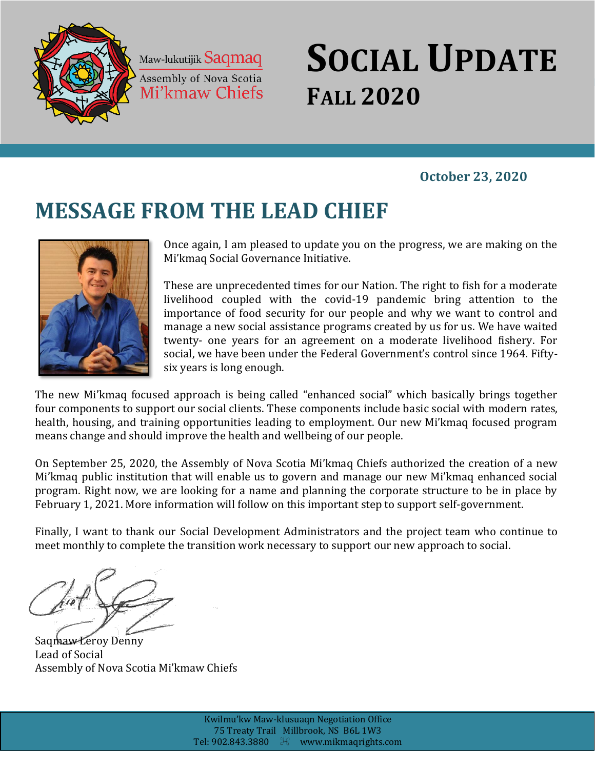Maw-lukutijik Saqmaq
Assembly of Nova Scotia
Mi'kmaw Chiefs

# SOCIAL UPDATE
## FALL 2020

**October 23, 2020**

## MESSAGE FROM THE LEAD CHIEF

Once again, I am pleased to update you on the progress, we are making on the Mi'kmaq Social Governance Initiative.

These are unprecedented times for our Nation. The right to fish for a moderate livelihood coupled with the covid-19 pandemic bring attention to the importance of food security for our people and why we want to control and manage a new social assistance programs created by us for us. We have waited twenty- one years for an agreement on a moderate livelihood fishery. For social, we have been under the Federal Government's control since 1964. Fifty-six years is long enough.

The new Mi'kmaq focused approach is being called "enhanced social" which basically brings together four components to support our social clients. These components include basic social with modern rates, health, housing, and training opportunities leading to employment. Our new Mi'kmaq focused program means change and should improve the health and wellbeing of our people.

On September 25, 2020, the Assembly of Nova Scotia Mi'kmaq Chiefs authorized the creation of a new Mi'kmaq public institution that will enable us to govern and manage our new Mi'kmaq enhanced social program. Right now, we are looking for a name and planning the corporate structure to be in place by February 1, 2021. More information will follow on this important step to support self-government.

Finally, I want to thank our Social Development Administrators and the project team who continue to meet monthly to complete the transition work necessary to support our new approach to social.

Saqmaw Leroy Denny
Lead of Social
Assembly of Nova Scotia Mi'kmaw Chiefs

Kwilmu'kw Maw-klusuaqn Negotiation Office
75 Treaty Trail Millbrook, NS B6L 1W3
Tel: 902.843.3880 www.mikmaqrights.com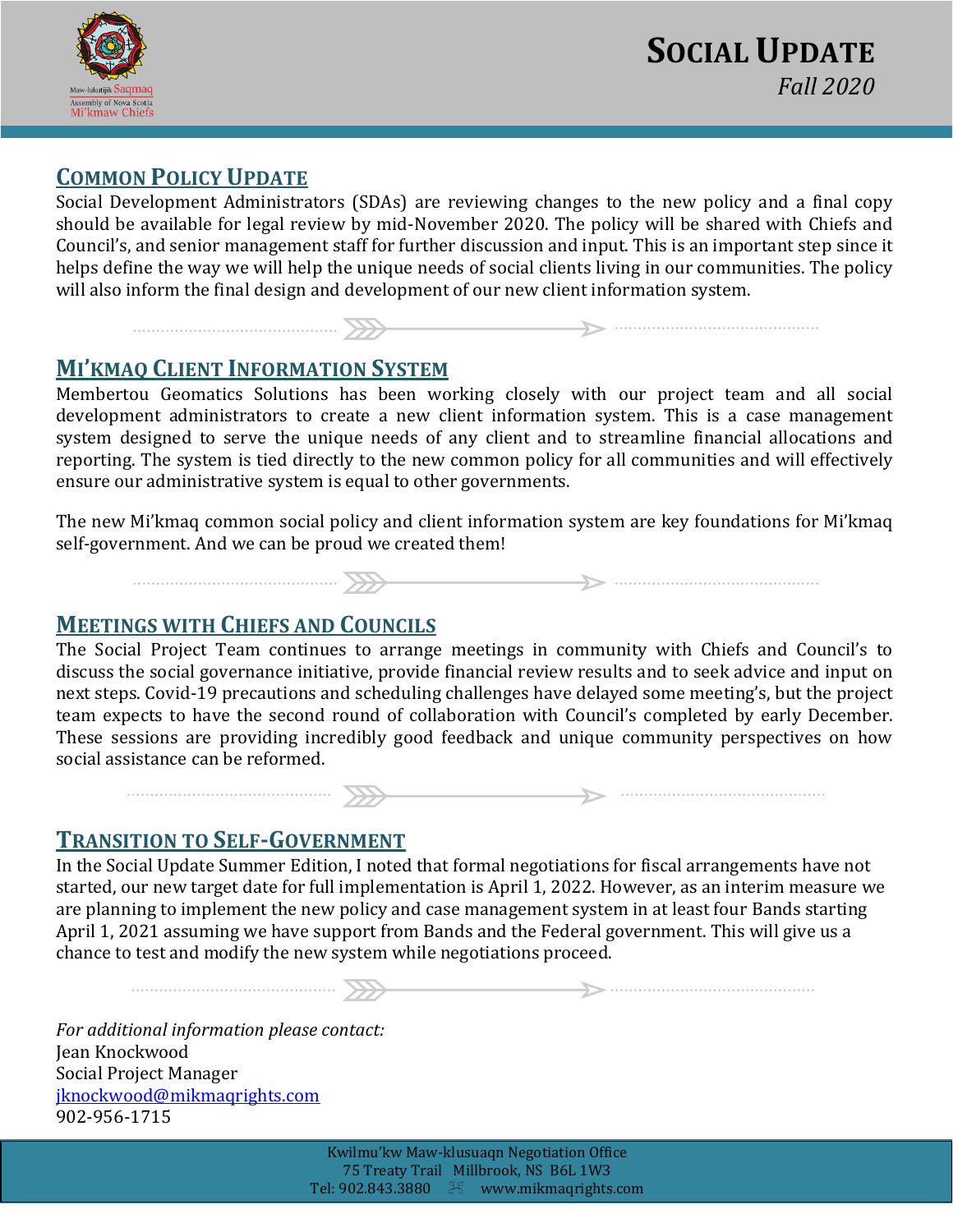# SOCIAL UPDATE

*Fall 2020*

## COMMON POLICY UPDATE

Social Development Administrators (SDAs) are reviewing changes to the new policy and a final copy should be available for legal review by mid-November 2020. The policy will be shared with Chiefs and Council's, and senior management staff for further discussion and input. This is an important step since it helps define the way we will help the unique needs of social clients living in our communities. The policy will also inform the final design and development of our new client information system.

## MI'KMAQ CLIENT INFORMATION SYSTEM

Membertou Geomatics Solutions has been working closely with our project team and all social development administrators to create a new client information system. This is a case management system designed to serve the unique needs of any client and to streamline financial allocations and reporting. The system is tied directly to the new common policy for all communities and will effectively ensure our administrative system is equal to other governments.

The new Mi'kmaq common social policy and client information system are key foundations for Mi'kmaq self-government. And we can be proud we created them!

## MEETINGS WITH CHIEFS AND COUNCILS

The Social Project Team continues to arrange meetings in community with Chiefs and Council's to discuss the social governance initiative, provide financial review results and to seek advice and input on next steps. Covid-19 precautions and scheduling challenges have delayed some meeting's, but the project team expects to have the second round of collaboration with Council's completed by early December. These sessions are providing incredibly good feedback and unique community perspectives on how social assistance can be reformed.

## TRANSITION TO SELF-GOVERNMENT

In the Social Update Summer Edition, I noted that formal negotiations for fiscal arrangements have not started, our new target date for full implementation is April 1, 2022. However, as an interim measure we are planning to implement the new policy and case management system in at least four Bands starting April 1, 2021 assuming we have support from Bands and the Federal government. This will give us a chance to test and modify the new system while negotiations proceed.

*For additional information please contact:*
Jean Knockwood
Social Project Manager
jknockwood@mikmaqrights.com
902-956-1715

Kwilmu'kw Maw-klusuaqn Negotiation Office
75 Treaty Trail Millbrook, NS B6L 1W3
Tel: 902.843.3880 www.mikmaqrights.com